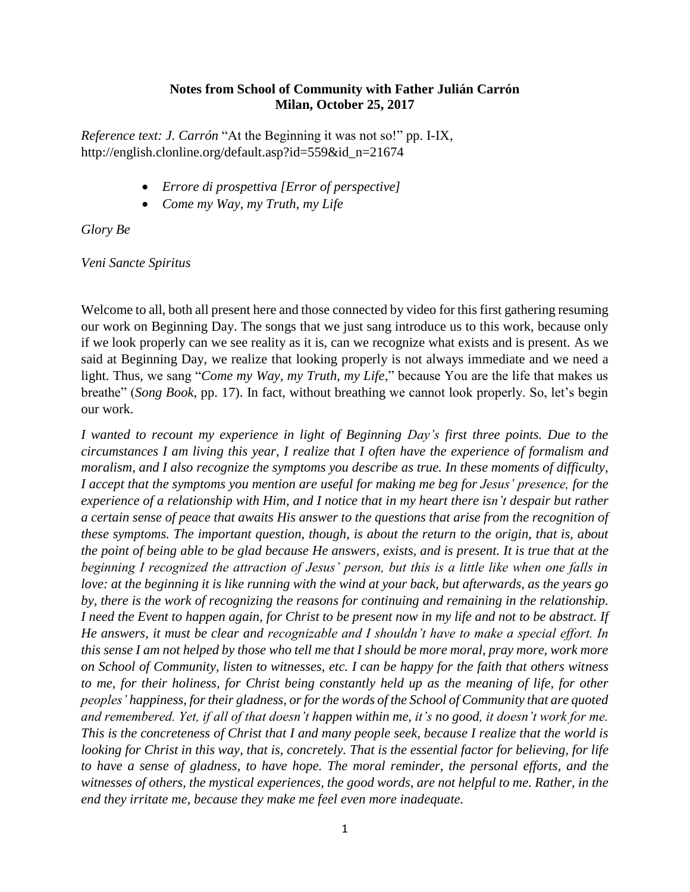**Notes from School of Community with Father Julián Carrón**
**Milan, October 25, 2017**

*Reference text: J. Carrón* "At the Beginning it was not so!" pp. I-IX, http://english.clonline.org/default.asp?id=559&id_n=21674

- *Errore di prospettiva [Error of perspective]*
- *Come my Way, my Truth, my Life*

*Glory Be*

*Veni Sancte Spiritus*

Welcome to all, both all present here and those connected by video for this first gathering resuming our work on Beginning Day. The songs that we just sang introduce us to this work, because only if we look properly can we see reality as it is, can we recognize what exists and is present. As we said at Beginning Day, we realize that looking properly is not always immediate and we need a light. Thus, we sang "*Come my Way, my Truth, my Life*," because You are the life that makes us breathe" (*Song Book*, pp. 17). In fact, without breathing we cannot look properly. So, let's begin our work.

*I wanted to recount my experience in light of Beginning Day's first three points. Due to the circumstances I am living this year, I realize that I often have the experience of formalism and moralism, and I also recognize the symptoms you describe as true. In these moments of difficulty, I accept that the symptoms you mention are useful for making me beg for Jesus' presence, for the experience of a relationship with Him, and I notice that in my heart there isn't despair but rather a certain sense of peace that awaits His answer to the questions that arise from the recognition of these symptoms. The important question, though, is about the return to the origin, that is, about the point of being able to be glad because He answers, exists, and is present. It is true that at the beginning I recognized the attraction of Jesus' person, but this is a little like when one falls in love: at the beginning it is like running with the wind at your back, but afterwards, as the years go by, there is the work of recognizing the reasons for continuing and remaining in the relationship. I need the Event to happen again, for Christ to be present now in my life and not to be abstract. If He answers, it must be clear and recognizable and I shouldn't have to make a special effort. In this sense I am not helped by those who tell me that I should be more moral, pray more, work more on School of Community, listen to witnesses, etc. I can be happy for the faith that others witness to me, for their holiness, for Christ being constantly held up as the meaning of life, for other peoples' happiness, for their gladness, or for the words of the School of Community that are quoted and remembered. Yet, if all of that doesn't happen within me, it's no good, it doesn't work for me. This is the concreteness of Christ that I and many people seek, because I realize that the world is looking for Christ in this way, that is, concretely. That is the essential factor for believing, for life to have a sense of gladness, to have hope. The moral reminder, the personal efforts, and the witnesses of others, the mystical experiences, the good words, are not helpful to me. Rather, in the end they irritate me, because they make me feel even more inadequate.*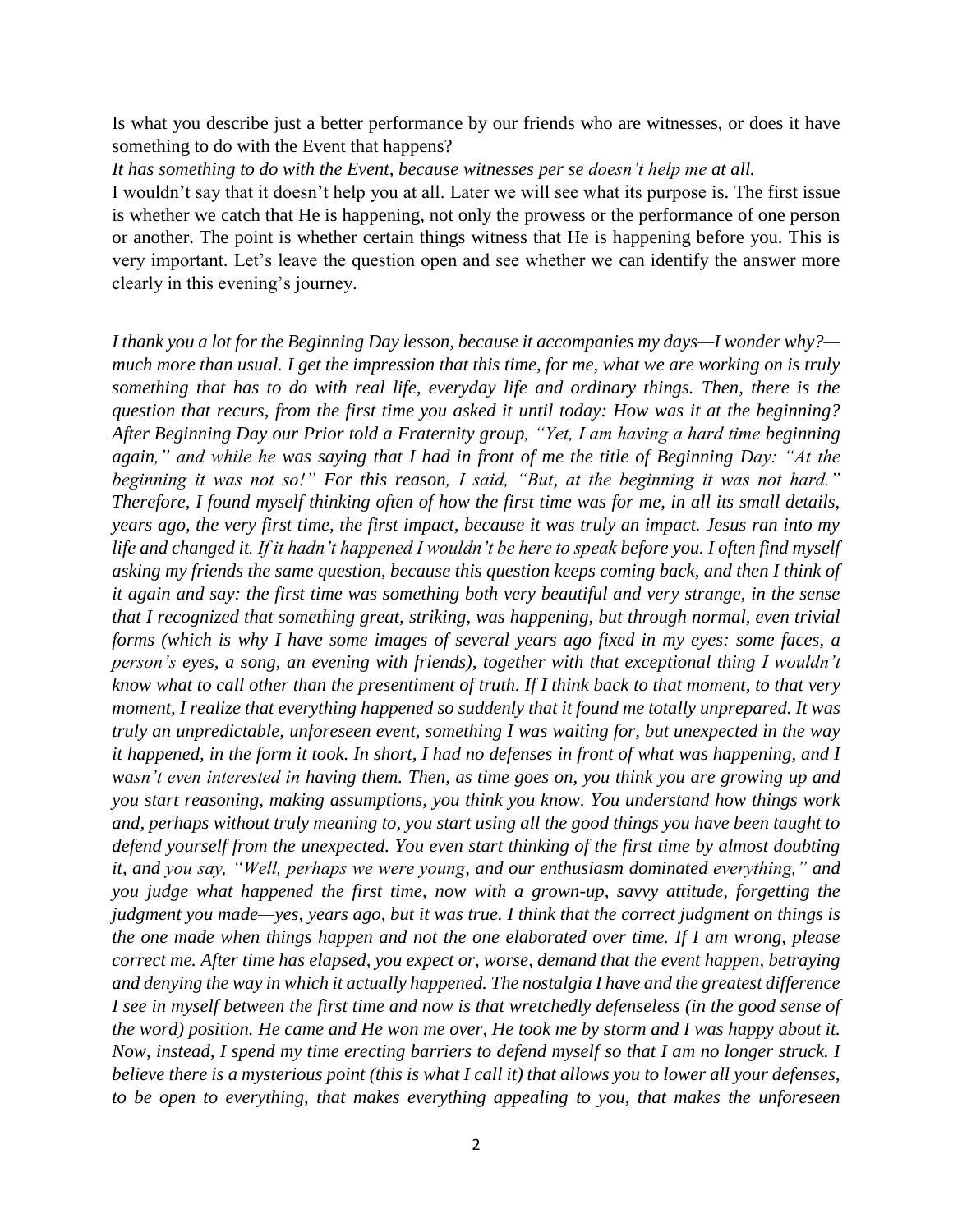Is what you describe just a better performance by our friends who are witnesses, or does it have something to do with the Event that happens?

*It has something to do with the Event, because witnesses per se doesn't help me at all.*

I wouldn't say that it doesn't help you at all. Later we will see what its purpose is. The first issue is whether we catch that He is happening, not only the prowess or the performance of one person or another. The point is whether certain things witness that He is happening before you. This is very important. Let's leave the question open and see whether we can identify the answer more clearly in this evening's journey.

*I thank you a lot for the Beginning Day lesson, because it accompanies my days—I wonder why?—much more than usual. I get the impression that this time, for me, what we are working on is truly something that has to do with real life, everyday life and ordinary things. Then, there is the question that recurs, from the first time you asked it until today: How was it at the beginning? After Beginning Day our Prior told a Fraternity group, "Yet, I am having a hard time beginning again," and while he was saying that I had in front of me the title of Beginning Day: "At the beginning it was not so!" For this reason, I said, "But, at the beginning it was not hard." Therefore, I found myself thinking often of how the first time was for me, in all its small details, years ago, the very first time, the first impact, because it was truly an impact. Jesus ran into my life and changed it. If it hadn't happened I wouldn't be here to speak before you. I often find myself asking my friends the same question, because this question keeps coming back, and then I think of it again and say: the first time was something both very beautiful and very strange, in the sense that I recognized that something great, striking, was happening, but through normal, even trivial forms (which is why I have some images of several years ago fixed in my eyes: some faces, a person's eyes, a song, an evening with friends), together with that exceptional thing I wouldn't know what to call other than the presentiment of truth. If I think back to that moment, to that very moment, I realize that everything happened so suddenly that it found me totally unprepared. It was truly an unpredictable, unforeseen event, something I was waiting for, but unexpected in the way it happened, in the form it took. In short, I had no defenses in front of what was happening, and I wasn't even interested in having them. Then, as time goes on, you think you are growing up and you start reasoning, making assumptions, you think you know. You understand how things work and, perhaps without truly meaning to, you start using all the good things you have been taught to defend yourself from the unexpected. You even start thinking of the first time by almost doubting it, and you say, "Well, perhaps we were young, and our enthusiasm dominated everything," and you judge what happened the first time, now with a grown-up, savvy attitude, forgetting the judgment you made—yes, years ago, but it was true. I think that the correct judgment on things is the one made when things happen and not the one elaborated over time. If I am wrong, please correct me. After time has elapsed, you expect or, worse, demand that the event happen, betraying and denying the way in which it actually happened. The nostalgia I have and the greatest difference I see in myself between the first time and now is that wretchedly defenseless (in the good sense of the word) position. He came and He won me over, He took me by storm and I was happy about it. Now, instead, I spend my time erecting barriers to defend myself so that I am no longer struck. I believe there is a mysterious point (this is what I call it) that allows you to lower all your defenses, to be open to everything, that makes everything appealing to you, that makes the unforeseen*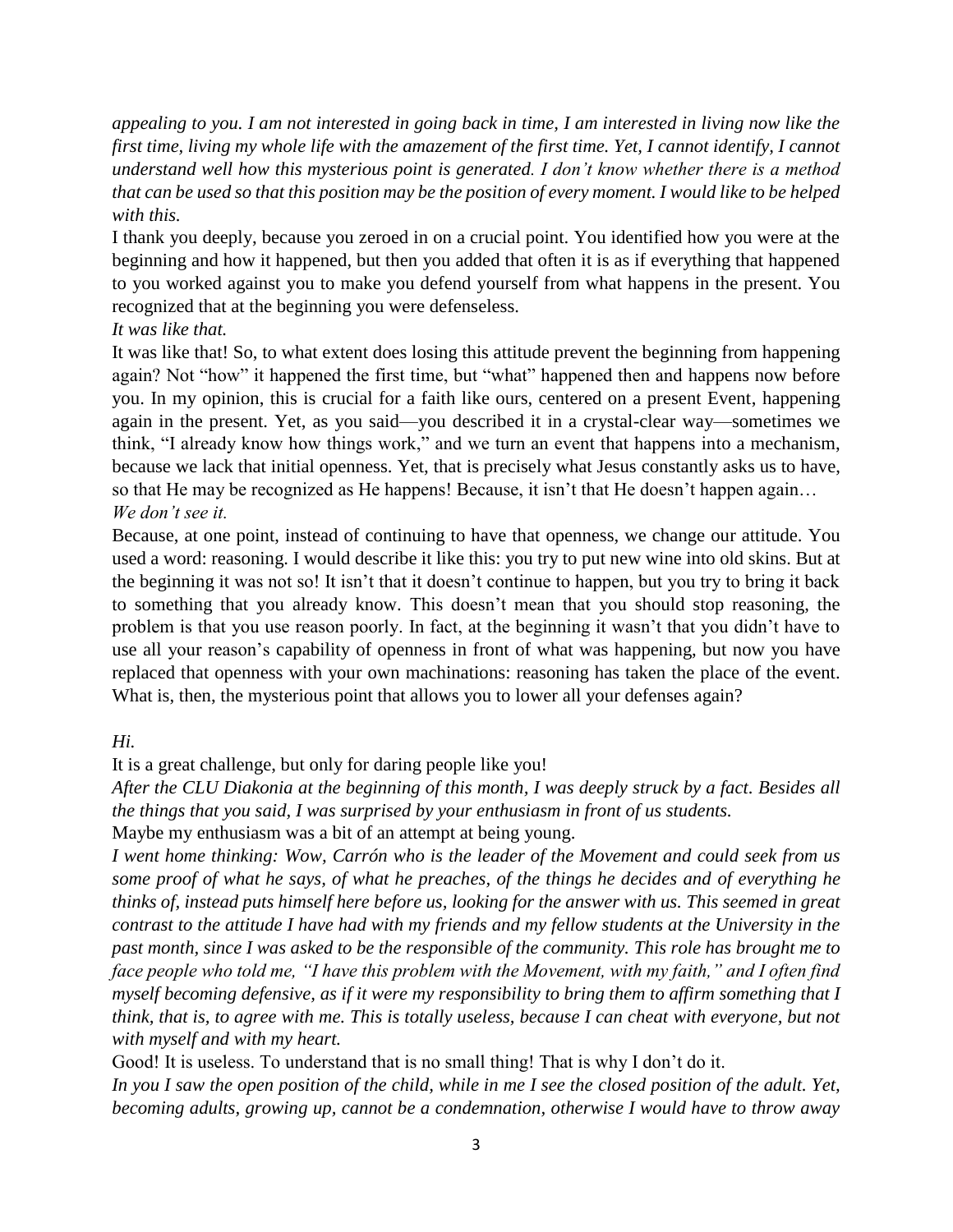*appealing to you. I am not interested in going back in time, I am interested in living now like the first time, living my whole life with the amazement of the first time. Yet, I cannot identify, I cannot understand well how this mysterious point is generated. I don't know whether there is a method that can be used so that this position may be the position of every moment. I would like to be helped with this.*

I thank you deeply, because you zeroed in on a crucial point. You identified how you were at the beginning and how it happened, but then you added that often it is as if everything that happened to you worked against you to make you defend yourself from what happens in the present. You recognized that at the beginning you were defenseless.

*It was like that.*

It was like that! So, to what extent does losing this attitude prevent the beginning from happening again? Not "how" it happened the first time, but "what" happened then and happens now before you. In my opinion, this is crucial for a faith like ours, centered on a present Event, happening again in the present. Yet, as you said—you described it in a crystal-clear way—sometimes we think, "I already know how things work," and we turn an event that happens into a mechanism, because we lack that initial openness. Yet, that is precisely what Jesus constantly asks us to have, so that He may be recognized as He happens! Because, it isn't that He doesn't happen again…

*We don't see it.*

Because, at one point, instead of continuing to have that openness, we change our attitude. You used a word: reasoning. I would describe it like this: you try to put new wine into old skins. But at the beginning it was not so! It isn't that it doesn't continue to happen, but you try to bring it back to something that you already know. This doesn't mean that you should stop reasoning, the problem is that you use reason poorly. In fact, at the beginning it wasn't that you didn't have to use all your reason's capability of openness in front of what was happening, but now you have replaced that openness with your own machinations: reasoning has taken the place of the event. What is, then, the mysterious point that allows you to lower all your defenses again?

*Hi.*

It is a great challenge, but only for daring people like you!

*After the CLU Diakonia at the beginning of this month, I was deeply struck by a fact. Besides all the things that you said, I was surprised by your enthusiasm in front of us students.*

Maybe my enthusiasm was a bit of an attempt at being young.

*I went home thinking: Wow, Carrón who is the leader of the Movement and could seek from us some proof of what he says, of what he preaches, of the things he decides and of everything he thinks of, instead puts himself here before us, looking for the answer with us. This seemed in great contrast to the attitude I have had with my friends and my fellow students at the University in the past month, since I was asked to be the responsible of the community. This role has brought me to face people who told me, "I have this problem with the Movement, with my faith," and I often find myself becoming defensive, as if it were my responsibility to bring them to affirm something that I think, that is, to agree with me. This is totally useless, because I can cheat with everyone, but not with myself and with my heart.*

Good! It is useless. To understand that is no small thing! That is why I don't do it.

*In you I saw the open position of the child, while in me I see the closed position of the adult. Yet, becoming adults, growing up, cannot be a condemnation, otherwise I would have to throw away*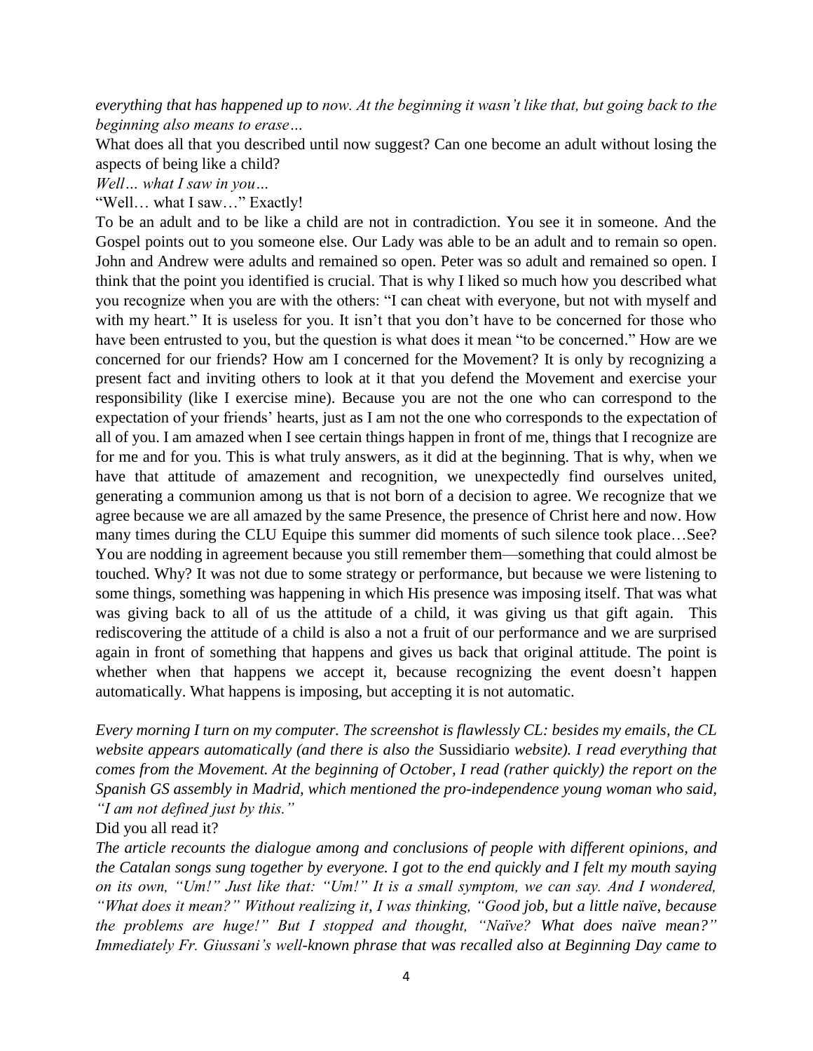*everything that has happened up to now. At the beginning it wasn't like that, but going back to the beginning also means to erase…*

What does all that you described until now suggest? Can one become an adult without losing the aspects of being like a child?

*Well… what I saw in you…*

"Well… what I saw…" Exactly!

To be an adult and to be like a child are not in contradiction. You see it in someone. And the Gospel points out to you someone else. Our Lady was able to be an adult and to remain so open. John and Andrew were adults and remained so open. Peter was so adult and remained so open. I think that the point you identified is crucial. That is why I liked so much how you described what you recognize when you are with the others: "I can cheat with everyone, but not with myself and with my heart." It is useless for you. It isn't that you don't have to be concerned for those who have been entrusted to you, but the question is what does it mean "to be concerned." How are we concerned for our friends? How am I concerned for the Movement? It is only by recognizing a present fact and inviting others to look at it that you defend the Movement and exercise your responsibility (like I exercise mine). Because you are not the one who can correspond to the expectation of your friends' hearts, just as I am not the one who corresponds to the expectation of all of you. I am amazed when I see certain things happen in front of me, things that I recognize are for me and for you. This is what truly answers, as it did at the beginning. That is why, when we have that attitude of amazement and recognition, we unexpectedly find ourselves united, generating a communion among us that is not born of a decision to agree. We recognize that we agree because we are all amazed by the same Presence, the presence of Christ here and now. How many times during the CLU Equipe this summer did moments of such silence took place…See? You are nodding in agreement because you still remember them—something that could almost be touched. Why? It was not due to some strategy or performance, but because we were listening to some things, something was happening in which His presence was imposing itself. That was what was giving back to all of us the attitude of a child, it was giving us that gift again. This rediscovering the attitude of a child is also a not a fruit of our performance and we are surprised again in front of something that happens and gives us back that original attitude. The point is whether when that happens we accept it, because recognizing the event doesn't happen automatically. What happens is imposing, but accepting it is not automatic.

*Every morning I turn on my computer. The screenshot is flawlessly CL: besides my emails, the CL website appears automatically (and there is also the* Sussidiario *website). I read everything that comes from the Movement. At the beginning of October, I read (rather quickly) the report on the Spanish GS assembly in Madrid, which mentioned the pro-independence young woman who said, "I am not defined just by this."*

Did you all read it?

*The article recounts the dialogue among and conclusions of people with different opinions, and the Catalan songs sung together by everyone. I got to the end quickly and I felt my mouth saying on its own, "Um!" Just like that: "Um!" It is a small symptom, we can say. And I wondered, "What does it mean?" Without realizing it, I was thinking, "Good job, but a little naïve, because the problems are huge!" But I stopped and thought, "Naïve? What does naïve mean?" Immediately Fr. Giussani's well-known phrase that was recalled also at Beginning Day came to*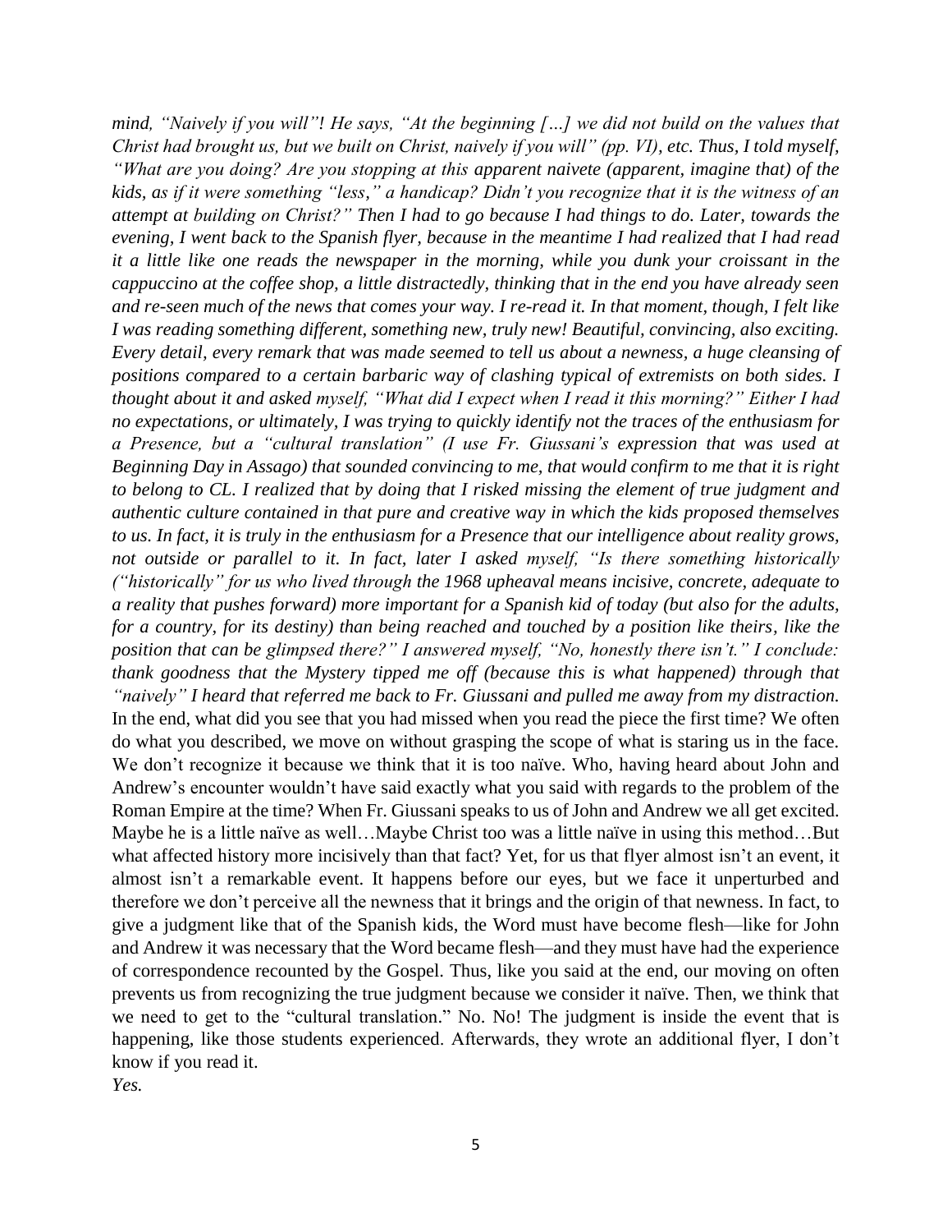*mind, "Naively if you will"! He says, "At the beginning […] we did not build on the values that Christ had brought us, but we built on Christ, naively if you will" (pp. VI), etc. Thus, I told myself, "What are you doing? Are you stopping at this apparent naivete (apparent, imagine that) of the kids, as if it were something "less," a handicap? Didn't you recognize that it is the witness of an attempt at building on Christ?" Then I had to go because I had things to do. Later, towards the evening, I went back to the Spanish flyer, because in the meantime I had realized that I had read it a little like one reads the newspaper in the morning, while you dunk your croissant in the cappuccino at the coffee shop, a little distractedly, thinking that in the end you have already seen and re-seen much of the news that comes your way. I re-read it. In that moment, though, I felt like I was reading something different, something new, truly new! Beautiful, convincing, also exciting. Every detail, every remark that was made seemed to tell us about a newness, a huge cleansing of positions compared to a certain barbaric way of clashing typical of extremists on both sides. I thought about it and asked myself, "What did I expect when I read it this morning?" Either I had no expectations, or ultimately, I was trying to quickly identify not the traces of the enthusiasm for a Presence, but a "cultural translation" (I use Fr. Giussani's expression that was used at Beginning Day in Assago) that sounded convincing to me, that would confirm to me that it is right to belong to CL. I realized that by doing that I risked missing the element of true judgment and authentic culture contained in that pure and creative way in which the kids proposed themselves to us. In fact, it is truly in the enthusiasm for a Presence that our intelligence about reality grows, not outside or parallel to it. In fact, later I asked myself, "Is there something historically ("historically" for us who lived through the 1968 upheaval means incisive, concrete, adequate to a reality that pushes forward) more important for a Spanish kid of today (but also for the adults, for a country, for its destiny) than being reached and touched by a position like theirs, like the position that can be glimpsed there?" I answered myself, "No, honestly there isn't." I conclude: thank goodness that the Mystery tipped me off (because this is what happened) through that "naively" I heard that referred me back to Fr. Giussani and pulled me away from my distraction.*
In the end, what did you see that you had missed when you read the piece the first time? We often do what you described, we move on without grasping the scope of what is staring us in the face. We don't recognize it because we think that it is too naïve. Who, having heard about John and Andrew's encounter wouldn't have said exactly what you said with regards to the problem of the Roman Empire at the time? When Fr. Giussani speaks to us of John and Andrew we all get excited. Maybe he is a little naïve as well…Maybe Christ too was a little naïve in using this method…But what affected history more incisively than that fact? Yet, for us that flyer almost isn't an event, it almost isn't a remarkable event. It happens before our eyes, but we face it unperturbed and therefore we don't perceive all the newness that it brings and the origin of that newness. In fact, to give a judgment like that of the Spanish kids, the Word must have become flesh—like for John and Andrew it was necessary that the Word became flesh—and they must have had the experience of correspondence recounted by the Gospel. Thus, like you said at the end, our moving on often prevents us from recognizing the true judgment because we consider it naïve. Then, we think that we need to get to the "cultural translation." No. No! The judgment is inside the event that is happening, like those students experienced. Afterwards, they wrote an additional flyer, I don't know if you read it.
*Yes.*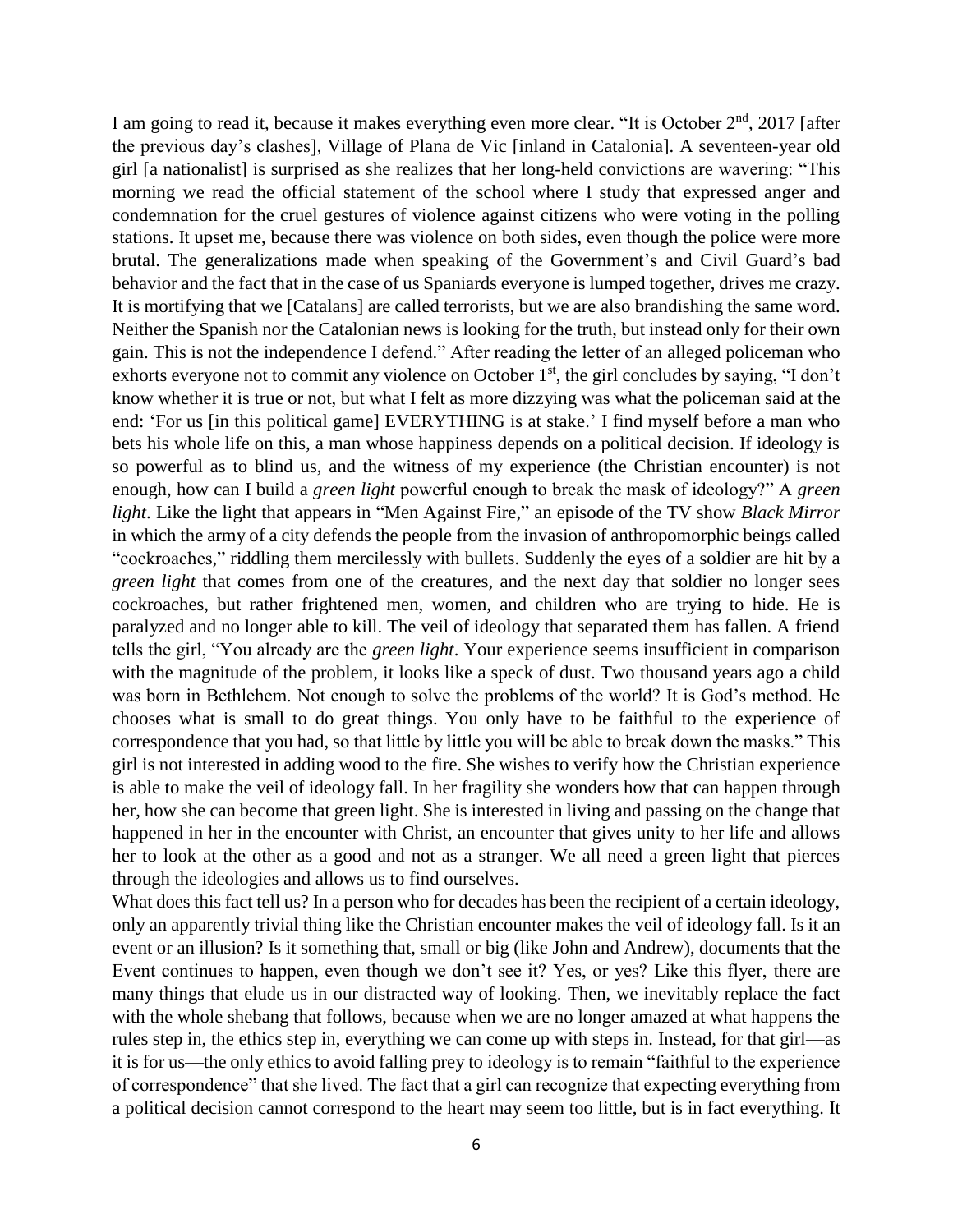I am going to read it, because it makes everything even more clear. “It is October 2nd, 2017 [after the previous day’s clashes], Village of Plana de Vic [inland in Catalonia]. A seventeen-year old girl [a nationalist] is surprised as she realizes that her long-held convictions are wavering: “This morning we read the official statement of the school where I study that expressed anger and condemnation for the cruel gestures of violence against citizens who were voting in the polling stations. It upset me, because there was violence on both sides, even though the police were more brutal. The generalizations made when speaking of the Government’s and Civil Guard’s bad behavior and the fact that in the case of us Spaniards everyone is lumped together, drives me crazy. It is mortifying that we [Catalans] are called terrorists, but we are also brandishing the same word. Neither the Spanish nor the Catalonian news is looking for the truth, but instead only for their own gain. This is not the independence I defend.” After reading the letter of an alleged policeman who exhorts everyone not to commit any violence on October 1st, the girl concludes by saying, “I don’t know whether it is true or not, but what I felt as more dizzying was what the policeman said at the end: ‘For us [in this political game] EVERYTHING is at stake.’ I find myself before a man who bets his whole life on this, a man whose happiness depends on a political decision. If ideology is so powerful as to blind us, and the witness of my experience (the Christian encounter) is not enough, how can I build a *green light* powerful enough to break the mask of ideology?” A *green light*. Like the light that appears in “Men Against Fire,” an episode of the TV show *Black Mirror* in which the army of a city defends the people from the invasion of anthropomorphic beings called “cockroaches,” riddling them mercilessly with bullets. Suddenly the eyes of a soldier are hit by a *green light* that comes from one of the creatures, and the next day that soldier no longer sees cockroaches, but rather frightened men, women, and children who are trying to hide. He is paralyzed and no longer able to kill. The veil of ideology that separated them has fallen. A friend tells the girl, “You already are the *green light*. Your experience seems insufficient in comparison with the magnitude of the problem, it looks like a speck of dust. Two thousand years ago a child was born in Bethlehem. Not enough to solve the problems of the world? It is God’s method. He chooses what is small to do great things. You only have to be faithful to the experience of correspondence that you had, so that little by little you will be able to break down the masks.” This girl is not interested in adding wood to the fire. She wishes to verify how the Christian experience is able to make the veil of ideology fall. In her fragility she wonders how that can happen through her, how she can become that green light. She is interested in living and passing on the change that happened in her in the encounter with Christ, an encounter that gives unity to her life and allows her to look at the other as a good and not as a stranger. We all need a green light that pierces through the ideologies and allows us to find ourselves.

What does this fact tell us? In a person who for decades has been the recipient of a certain ideology, only an apparently trivial thing like the Christian encounter makes the veil of ideology fall. Is it an event or an illusion? Is it something that, small or big (like John and Andrew), documents that the Event continues to happen, even though we don’t see it? Yes, or yes? Like this flyer, there are many things that elude us in our distracted way of looking. Then, we inevitably replace the fact with the whole shebang that follows, because when we are no longer amazed at what happens the rules step in, the ethics step in, everything we can come up with steps in. Instead, for that girl—as it is for us—the only ethics to avoid falling prey to ideology is to remain “faithful to the experience of correspondence” that she lived. The fact that a girl can recognize that expecting everything from a political decision cannot correspond to the heart may seem too little, but is in fact everything. It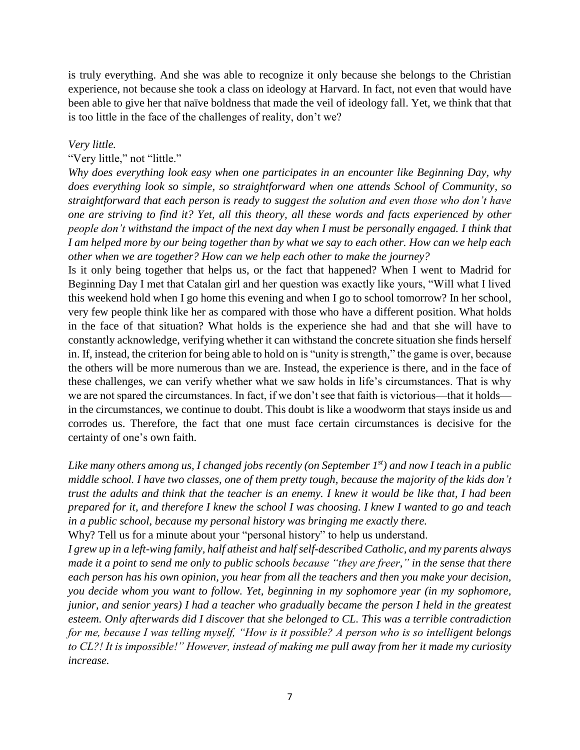is truly everything. And she was able to recognize it only because she belongs to the Christian experience, not because she took a class on ideology at Harvard. In fact, not even that would have been able to give her that naïve boldness that made the veil of ideology fall. Yet, we think that that is too little in the face of the challenges of reality, don't we?

*Very little.*

"Very little," not "little."

*Why does everything look easy when one participates in an encounter like Beginning Day, why does everything look so simple, so straightforward when one attends School of Community, so straightforward that each person is ready to suggest the solution and even those who don't have one are striving to find it? Yet, all this theory, all these words and facts experienced by other people don't withstand the impact of the next day when I must be personally engaged. I think that I am helped more by our being together than by what we say to each other. How can we help each other when we are together? How can we help each other to make the journey?*

Is it only being together that helps us, or the fact that happened? When I went to Madrid for Beginning Day I met that Catalan girl and her question was exactly like yours, "Will what I lived this weekend hold when I go home this evening and when I go to school tomorrow? In her school, very few people think like her as compared with those who have a different position. What holds in the face of that situation? What holds is the experience she had and that she will have to constantly acknowledge, verifying whether it can withstand the concrete situation she finds herself in. If, instead, the criterion for being able to hold on is "unity is strength," the game is over, because the others will be more numerous than we are. Instead, the experience is there, and in the face of these challenges, we can verify whether what we saw holds in life's circumstances. That is why we are not spared the circumstances. In fact, if we don't see that faith is victorious—that it holds—in the circumstances, we continue to doubt. This doubt is like a woodworm that stays inside us and corrodes us. Therefore, the fact that one must face certain circumstances is decisive for the certainty of one's own faith.

*Like many others among us, I changed jobs recently (on September 1st) and now I teach in a public middle school. I have two classes, one of them pretty tough, because the majority of the kids don't trust the adults and think that the teacher is an enemy. I knew it would be like that, I had been prepared for it, and therefore I knew the school I was choosing. I knew I wanted to go and teach in a public school, because my personal history was bringing me exactly there.*

Why? Tell us for a minute about your "personal history" to help us understand.

*I grew up in a left-wing family, half atheist and half self-described Catholic, and my parents always made it a point to send me only to public schools because "they are freer," in the sense that there each person has his own opinion, you hear from all the teachers and then you make your decision, you decide whom you want to follow. Yet, beginning in my sophomore year (in my sophomore, junior, and senior years) I had a teacher who gradually became the person I held in the greatest esteem. Only afterwards did I discover that she belonged to CL. This was a terrible contradiction for me, because I was telling myself, "How is it possible? A person who is so intelligent belongs to CL?! It is impossible!" However, instead of making me pull away from her it made my curiosity increase.*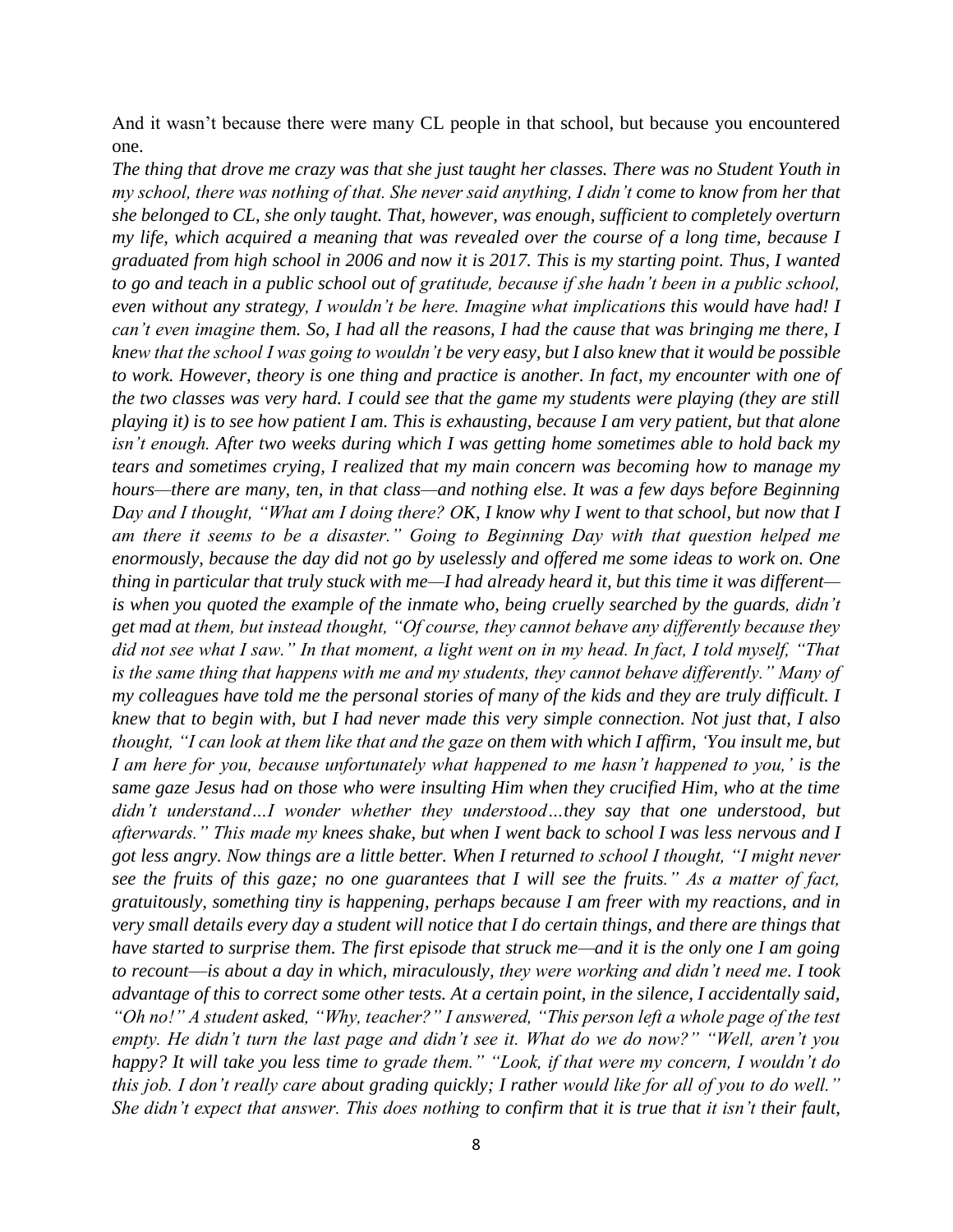And it wasn't because there were many CL people in that school, but because you encountered one.

*The thing that drove me crazy was that she just taught her classes. There was no Student Youth in my school, there was nothing of that. She never said anything, I didn't come to know from her that she belonged to CL, she only taught. That, however, was enough, sufficient to completely overturn my life, which acquired a meaning that was revealed over the course of a long time, because I graduated from high school in 2006 and now it is 2017. This is my starting point. Thus, I wanted to go and teach in a public school out of gratitude, because if she hadn't been in a public school, even without any strategy, I wouldn't be here. Imagine what implications this would have had! I can't even imagine them. So, I had all the reasons, I had the cause that was bringing me there, I knew that the school I was going to wouldn't be very easy, but I also knew that it would be possible to work. However, theory is one thing and practice is another. In fact, my encounter with one of the two classes was very hard. I could see that the game my students were playing (they are still playing it) is to see how patient I am. This is exhausting, because I am very patient, but that alone isn't enough. After two weeks during which I was getting home sometimes able to hold back my tears and sometimes crying, I realized that my main concern was becoming how to manage my hours—there are many, ten, in that class—and nothing else. It was a few days before Beginning Day and I thought, "What am I doing there? OK, I know why I went to that school, but now that I am there it seems to be a disaster." Going to Beginning Day with that question helped me enormously, because the day did not go by uselessly and offered me some ideas to work on. One thing in particular that truly stuck with me—I had already heard it, but this time it was different—is when you quoted the example of the inmate who, being cruelly searched by the guards, didn't get mad at them, but instead thought, "Of course, they cannot behave any differently because they did not see what I saw." In that moment, a light went on in my head. In fact, I told myself, "That is the same thing that happens with me and my students, they cannot behave differently." Many of my colleagues have told me the personal stories of many of the kids and they are truly difficult. I knew that to begin with, but I had never made this very simple connection. Not just that, I also thought, "I can look at them like that and the gaze on them with which I affirm, 'You insult me, but I am here for you, because unfortunately what happened to me hasn't happened to you,' is the same gaze Jesus had on those who were insulting Him when they crucified Him, who at the time didn't understand…I wonder whether they understood…they say that one understood, but afterwards." This made my knees shake, but when I went back to school I was less nervous and I got less angry. Now things are a little better. When I returned to school I thought, "I might never see the fruits of this gaze; no one guarantees that I will see the fruits." As a matter of fact, gratuitously, something tiny is happening, perhaps because I am freer with my reactions, and in very small details every day a student will notice that I do certain things, and there are things that have started to surprise them. The first episode that struck me—and it is the only one I am going to recount—is about a day in which, miraculously, they were working and didn't need me. I took advantage of this to correct some other tests. At a certain point, in the silence, I accidentally said, "Oh no!" A student asked, "Why, teacher?" I answered, "This person left a whole page of the test empty. He didn't turn the last page and didn't see it. What do we do now?" "Well, aren't you happy? It will take you less time to grade them." "Look, if that were my concern, I wouldn't do this job. I don't really care about grading quickly; I rather would like for all of you to do well." She didn't expect that answer. This does nothing to confirm that it is true that it isn't their fault,*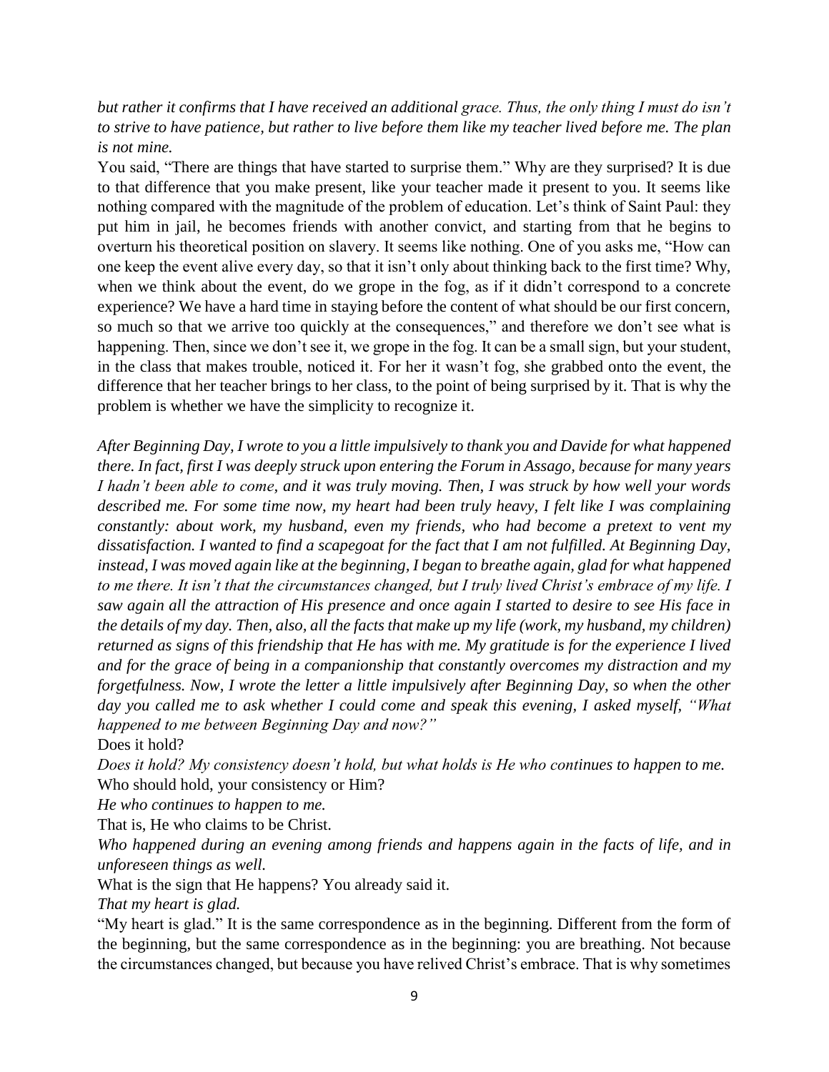*but rather it confirms that I have received an additional grace. Thus, the only thing I must do isn't to strive to have patience, but rather to live before them like my teacher lived before me. The plan is not mine.*

You said, "There are things that have started to surprise them." Why are they surprised? It is due to that difference that you make present, like your teacher made it present to you. It seems like nothing compared with the magnitude of the problem of education. Let's think of Saint Paul: they put him in jail, he becomes friends with another convict, and starting from that he begins to overturn his theoretical position on slavery. It seems like nothing. One of you asks me, "How can one keep the event alive every day, so that it isn't only about thinking back to the first time? Why, when we think about the event, do we grope in the fog, as if it didn't correspond to a concrete experience? We have a hard time in staying before the content of what should be our first concern, so much so that we arrive too quickly at the consequences," and therefore we don't see what is happening. Then, since we don't see it, we grope in the fog. It can be a small sign, but your student, in the class that makes trouble, noticed it. For her it wasn't fog, she grabbed onto the event, the difference that her teacher brings to her class, to the point of being surprised by it. That is why the problem is whether we have the simplicity to recognize it.

*After Beginning Day, I wrote to you a little impulsively to thank you and Davide for what happened there. In fact, first I was deeply struck upon entering the Forum in Assago, because for many years I hadn't been able to come, and it was truly moving. Then, I was struck by how well your words described me. For some time now, my heart had been truly heavy, I felt like I was complaining constantly: about work, my husband, even my friends, who had become a pretext to vent my dissatisfaction. I wanted to find a scapegoat for the fact that I am not fulfilled. At Beginning Day, instead, I was moved again like at the beginning, I began to breathe again, glad for what happened to me there. It isn't that the circumstances changed, but I truly lived Christ's embrace of my life. I saw again all the attraction of His presence and once again I started to desire to see His face in the details of my day. Then, also, all the facts that make up my life (work, my husband, my children) returned as signs of this friendship that He has with me. My gratitude is for the experience I lived and for the grace of being in a companionship that constantly overcomes my distraction and my forgetfulness. Now, I wrote the letter a little impulsively after Beginning Day, so when the other day you called me to ask whether I could come and speak this evening, I asked myself, "What happened to me between Beginning Day and now?"*

Does it hold?

*Does it hold? My consistency doesn't hold, but what holds is He who continues to happen to me.*

Who should hold, your consistency or Him?

*He who continues to happen to me.*

That is, He who claims to be Christ.

*Who happened during an evening among friends and happens again in the facts of life, and in unforeseen things as well.*

What is the sign that He happens? You already said it.

*That my heart is glad.*

"My heart is glad." It is the same correspondence as in the beginning. Different from the form of the beginning, but the same correspondence as in the beginning: you are breathing. Not because the circumstances changed, but because you have relived Christ's embrace. That is why sometimes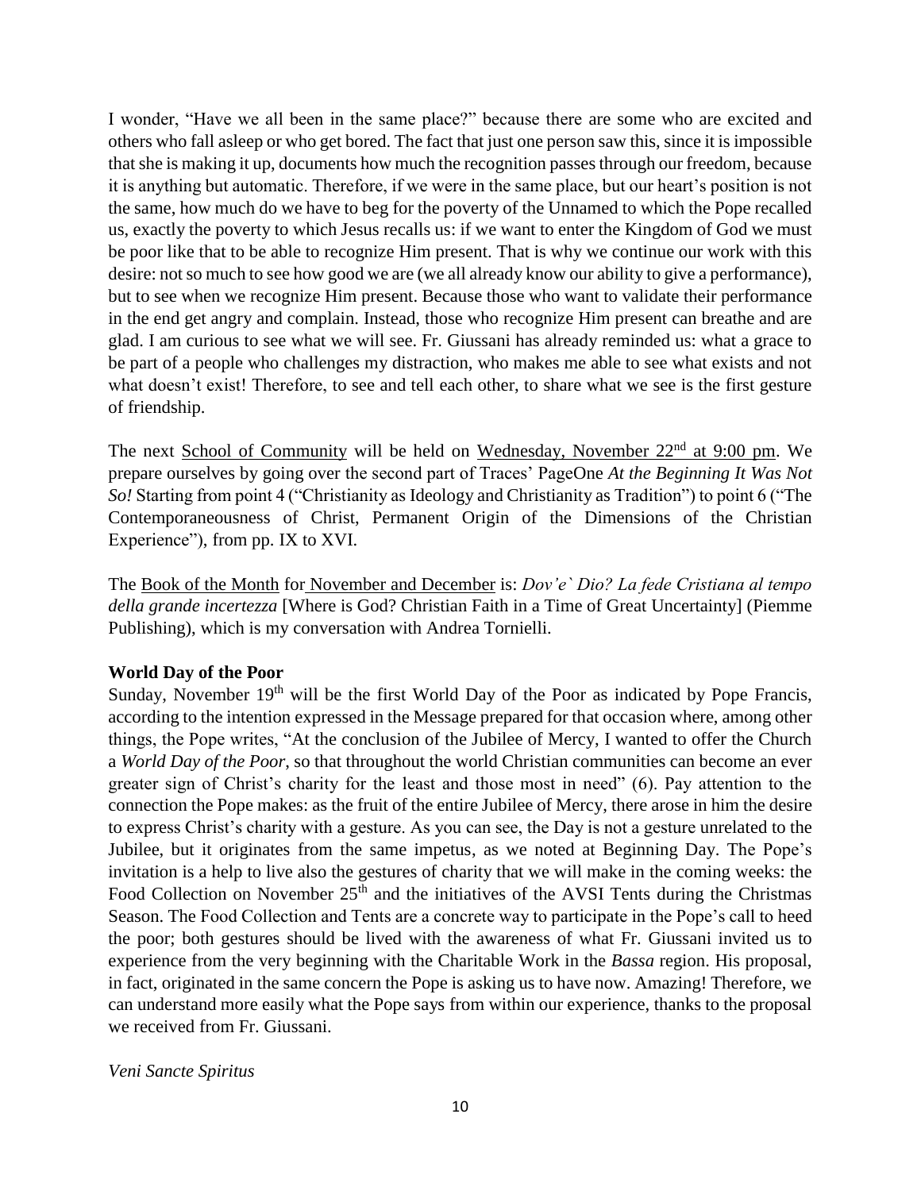I wonder, "Have we all been in the same place?" because there are some who are excited and others who fall asleep or who get bored. The fact that just one person saw this, since it is impossible that she is making it up, documents how much the recognition passes through our freedom, because it is anything but automatic. Therefore, if we were in the same place, but our heart's position is not the same, how much do we have to beg for the poverty of the Unnamed to which the Pope recalled us, exactly the poverty to which Jesus recalls us: if we want to enter the Kingdom of God we must be poor like that to be able to recognize Him present. That is why we continue our work with this desire: not so much to see how good we are (we all already know our ability to give a performance), but to see when we recognize Him present. Because those who want to validate their performance in the end get angry and complain. Instead, those who recognize Him present can breathe and are glad. I am curious to see what we will see. Fr. Giussani has already reminded us: what a grace to be part of a people who challenges my distraction, who makes me able to see what exists and not what doesn't exist! Therefore, to see and tell each other, to share what we see is the first gesture of friendship.

The next <u>School of Community</u> will be held on <u>Wednesday, November 22nd at 9:00 pm</u>. We prepare ourselves by going over the second part of Traces' PageOne *At the Beginning It Was Not So!* Starting from point 4 ("Christianity as Ideology and Christianity as Tradition") to point 6 ("The Contemporaneousness of Christ, Permanent Origin of the Dimensions of the Christian Experience"), from pp. IX to XVI.

The <u>Book of the Month</u> for <u>November and December</u> is: *Dov'e` Dio? La fede Cristiana al tempo della grande incertezza* [Where is God? Christian Faith in a Time of Great Uncertainty] (Piemme Publishing), which is my conversation with Andrea Tornielli.

**World Day of the Poor**

Sunday, November 19th will be the first World Day of the Poor as indicated by Pope Francis, according to the intention expressed in the Message prepared for that occasion where, among other things, the Pope writes, "At the conclusion of the Jubilee of Mercy, I wanted to offer the Church a *World Day of the Poor*, so that throughout the world Christian communities can become an ever greater sign of Christ's charity for the least and those most in need" (6). Pay attention to the connection the Pope makes: as the fruit of the entire Jubilee of Mercy, there arose in him the desire to express Christ's charity with a gesture. As you can see, the Day is not a gesture unrelated to the Jubilee, but it originates from the same impetus, as we noted at Beginning Day. The Pope's invitation is a help to live also the gestures of charity that we will make in the coming weeks: the Food Collection on November 25th and the initiatives of the AVSI Tents during the Christmas Season. The Food Collection and Tents are a concrete way to participate in the Pope's call to heed the poor; both gestures should be lived with the awareness of what Fr. Giussani invited us to experience from the very beginning with the Charitable Work in the *Bassa* region. His proposal, in fact, originated in the same concern the Pope is asking us to have now. Amazing! Therefore, we can understand more easily what the Pope says from within our experience, thanks to the proposal we received from Fr. Giussani.

*Veni Sancte Spiritus*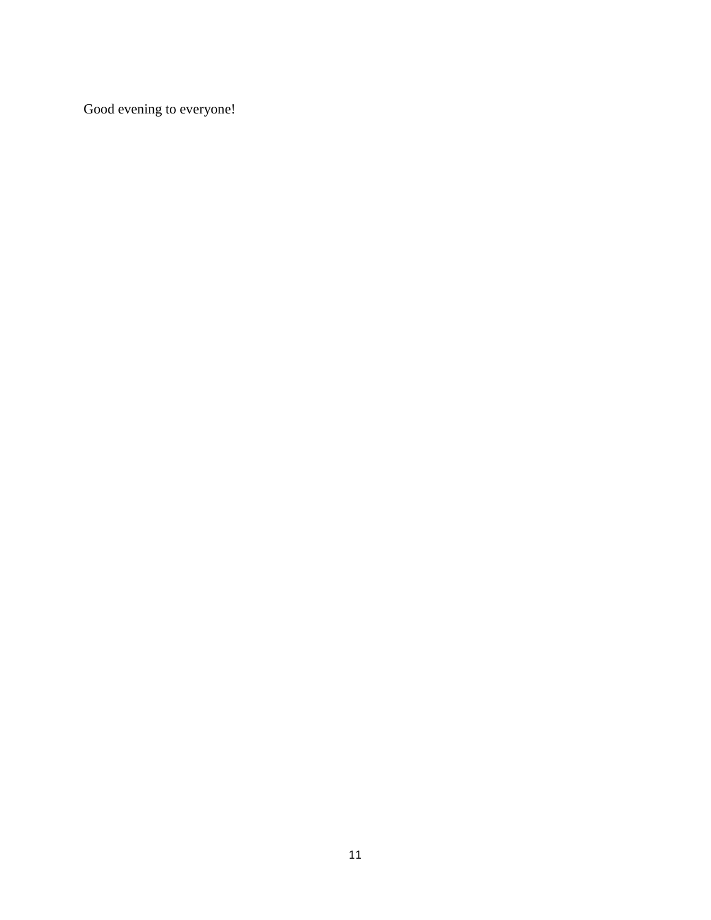Good evening to everyone!